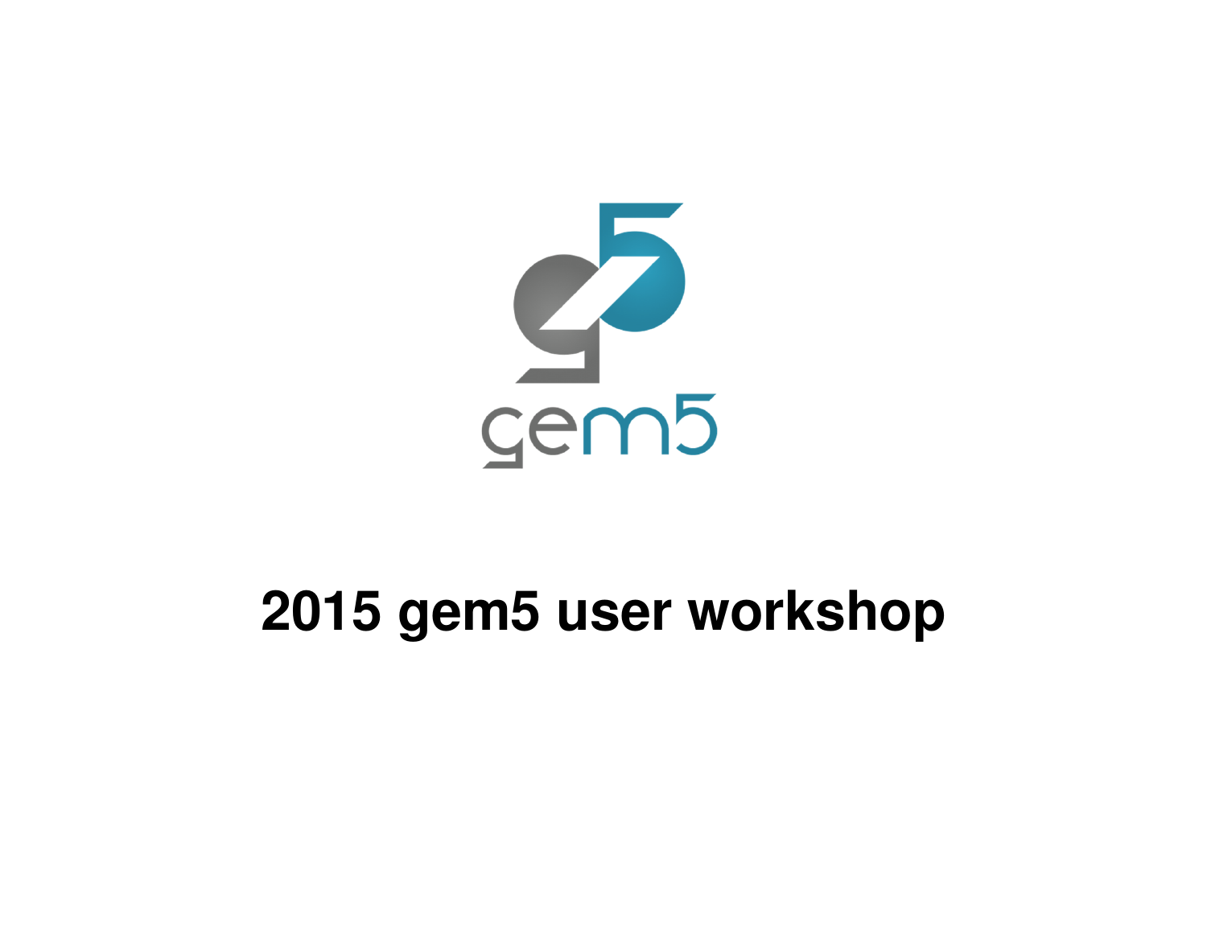# 2015 gem5 user workshop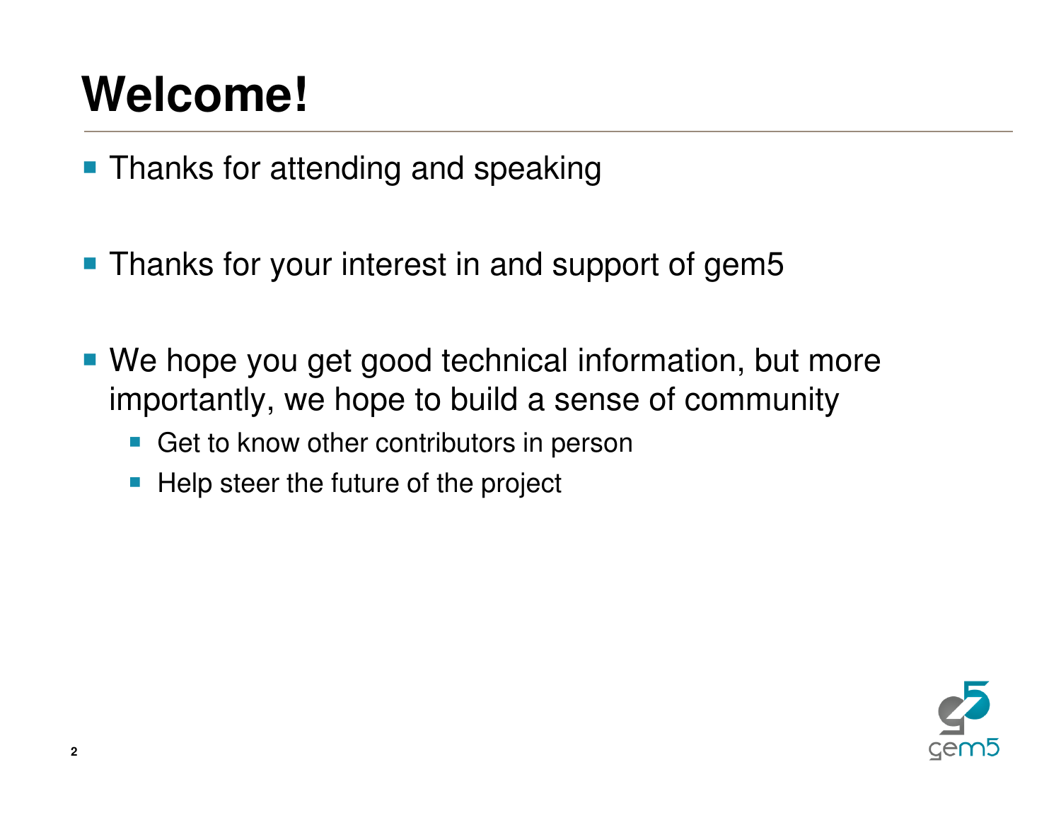# Welcome!

- Thanks for attending and speaking
- Thanks for your interest in and support of gem5
- We hope you get good technical information, but more importantly, we hope to build a sense of community
  - Get to know other contributors in person
  - Help steer the future of the project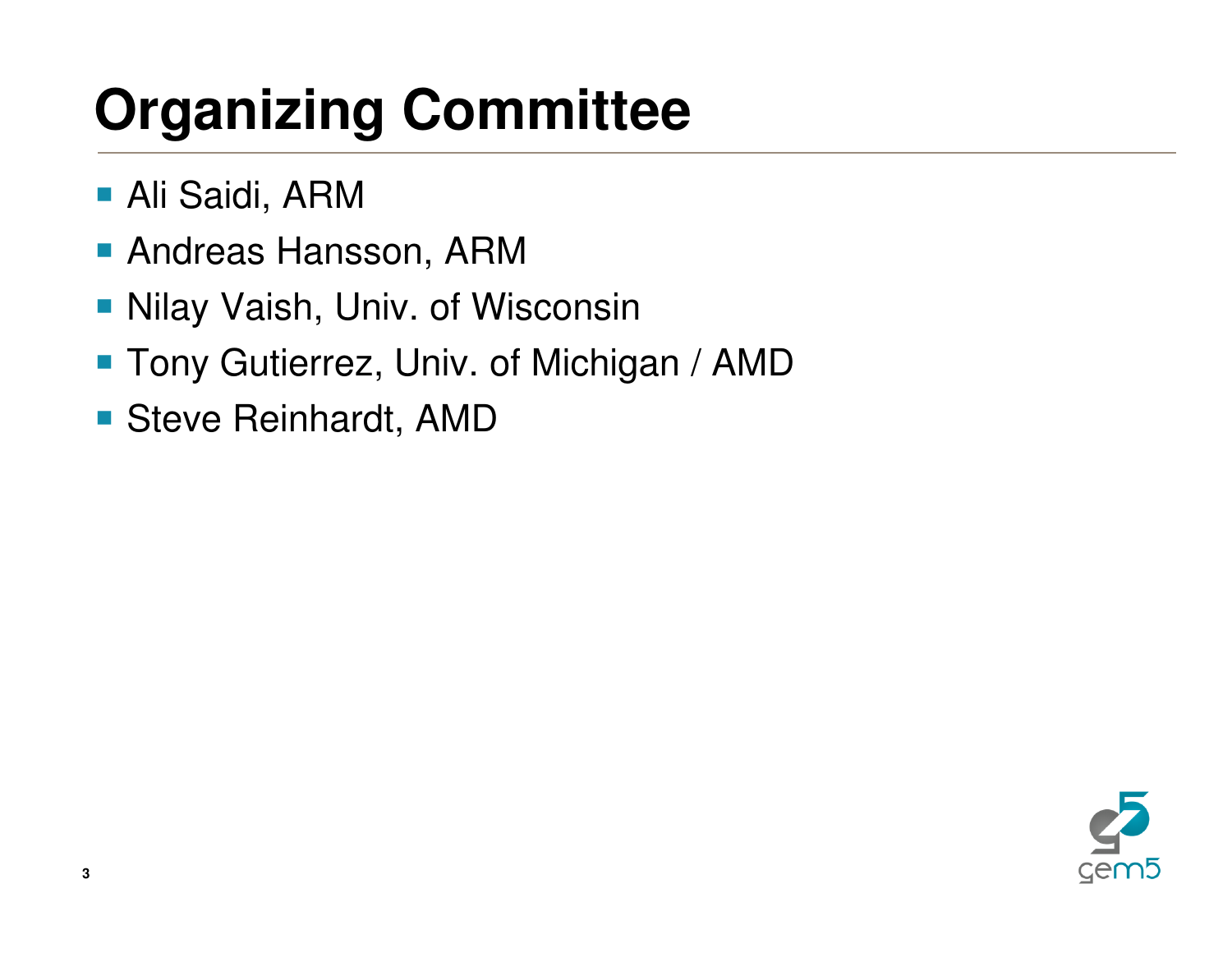# Organizing Committee

- Ali Saidi, ARM
- Andreas Hansson, ARM
- Nilay Vaish, Univ. of Wisconsin
- Tony Gutierrez, Univ. of Michigan / AMD
- Steve Reinhardt, AMD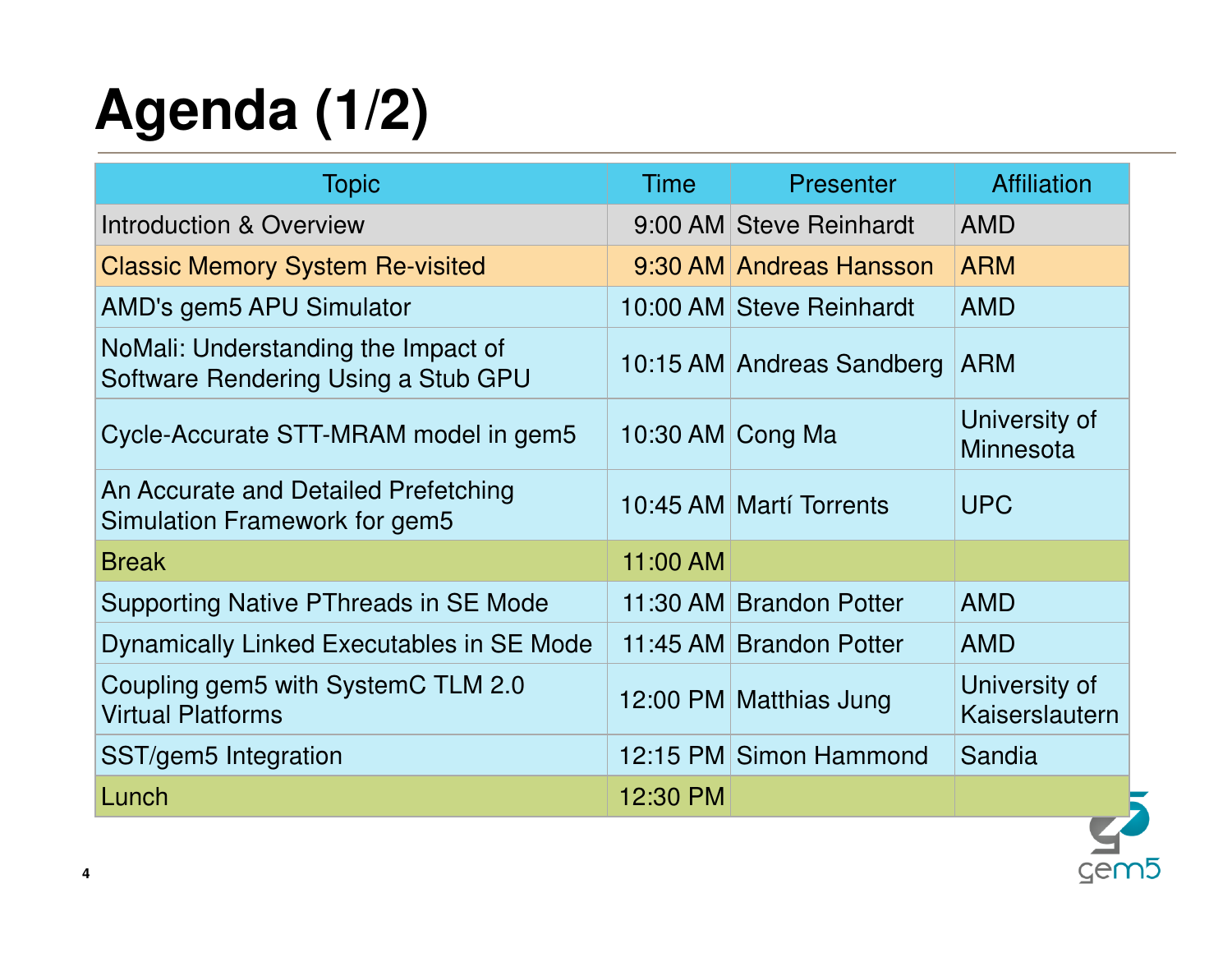# Agenda (1/2)

| Topic | Time | Presenter | Affiliation |
|---|---|---|---|
| Introduction & Overview | 9:00 AM | Steve Reinhardt | AMD |
| Classic Memory System Re-visited | 9:30 AM | Andreas Hansson | ARM |
| AMD's gem5 APU Simulator | 10:00 AM | Steve Reinhardt | AMD |
| NoMali: Understanding the Impact of Software Rendering Using a Stub GPU | 10:15 AM | Andreas Sandberg | ARM |
| Cycle-Accurate STT-MRAM model in gem5 | 10:30 AM | Cong Ma | University of Minnesota |
| An Accurate and Detailed Prefetching Simulation Framework for gem5 | 10:45 AM | Martí Torrents | UPC |
| Break | 11:00 AM | | |
| Supporting Native PThreads in SE Mode | 11:30 AM | Brandon Potter | AMD |
| Dynamically Linked Executables in SE Mode | 11:45 AM | Brandon Potter | AMD |
| Coupling gem5 with SystemC TLM 2.0 Virtual Platforms | 12:00 PM | Matthias Jung | University of Kaiserslautern |
| SST/gem5 Integration | 12:15 PM | Simon Hammond | Sandia |
| Lunch | 12:30 PM | | |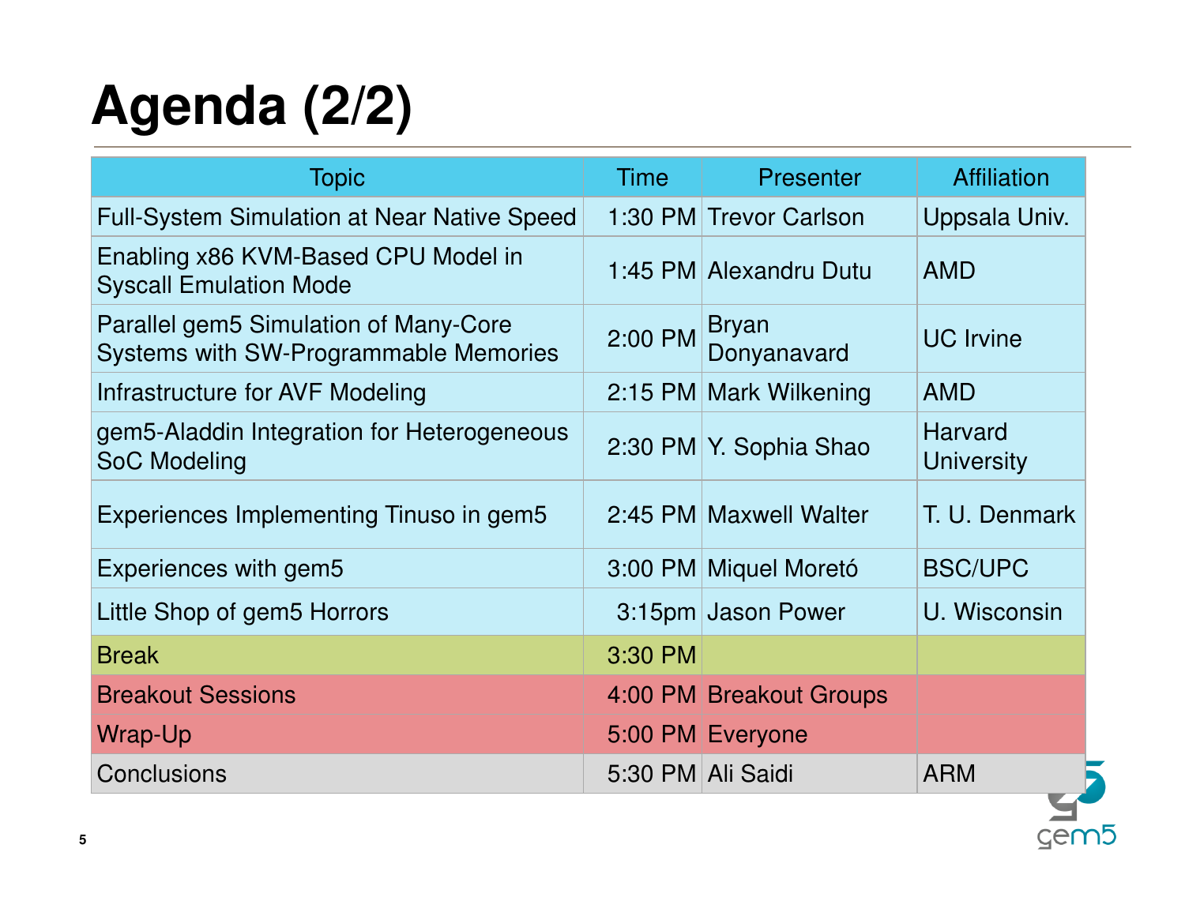# Agenda (2/2)

| Topic | Time | Presenter | Affiliation |
|---|---|---|---|
| Full-System Simulation at Near Native Speed | 1:30 PM | Trevor Carlson | Uppsala Univ. |
| Enabling x86 KVM-Based CPU Model in Syscall Emulation Mode | 1:45 PM | Alexandru Dutu | AMD |
| Parallel gem5 Simulation of Many-Core Systems with SW-Programmable Memories | 2:00 PM | Bryan Donyanavard | UC Irvine |
| Infrastructure for AVF Modeling | 2:15 PM | Mark Wilkening | AMD |
| gem5-Aladdin Integration for Heterogeneous SoC Modeling | 2:30 PM | Y. Sophia Shao | Harvard University |
| Experiences Implementing Tinuso in gem5 | 2:45 PM | Maxwell Walter | T. U. Denmark |
| Experiences with gem5 | 3:00 PM | Miquel Moretó | BSC/UPC |
| Little Shop of gem5 Horrors | 3:15pm | Jason Power | U. Wisconsin |
| Break | 3:30 PM | | |
| Breakout Sessions | 4:00 PM | Breakout Groups | |
| Wrap-Up | 5:00 PM | Everyone | |
| Conclusions | 5:30 PM | Ali Saidi | ARM |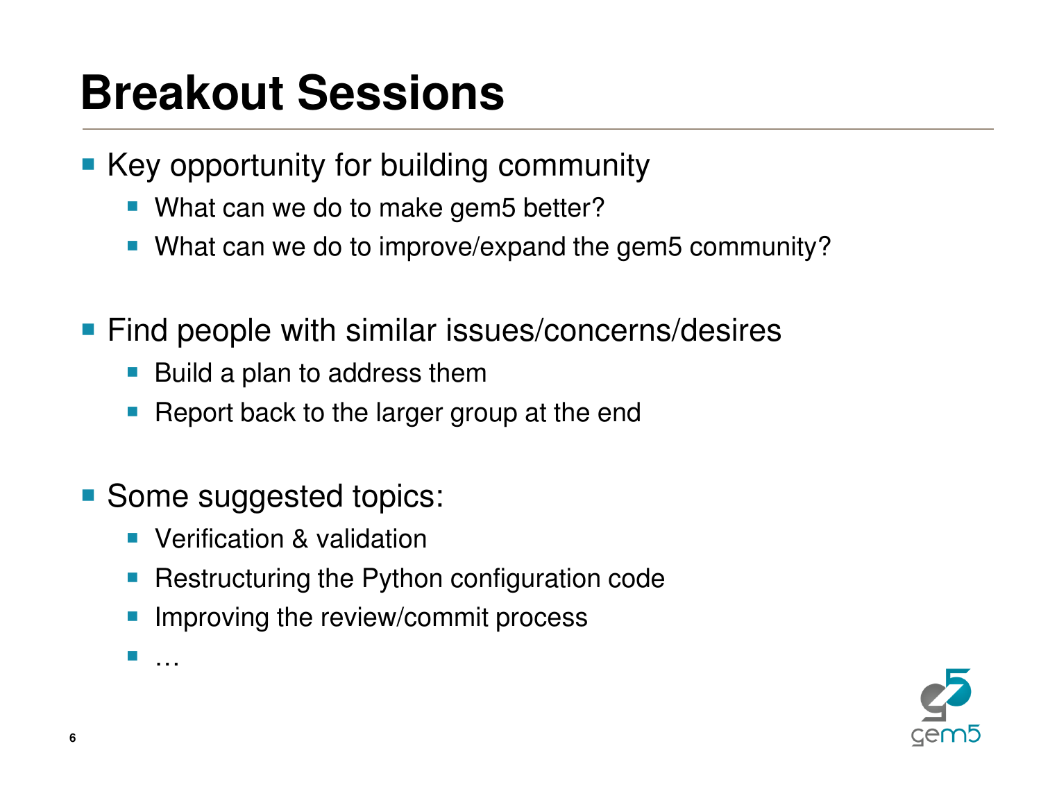# Breakout Sessions

- Key opportunity for building community
  - What can we do to make gem5 better?
  - What can we do to improve/expand the gem5 community?

- Find people with similar issues/concerns/desires
  - Build a plan to address them
  - Report back to the larger group at the end

- Some suggested topics:
  - Verification & validation
  - Restructuring the Python configuration code
  - Improving the review/commit process
  - …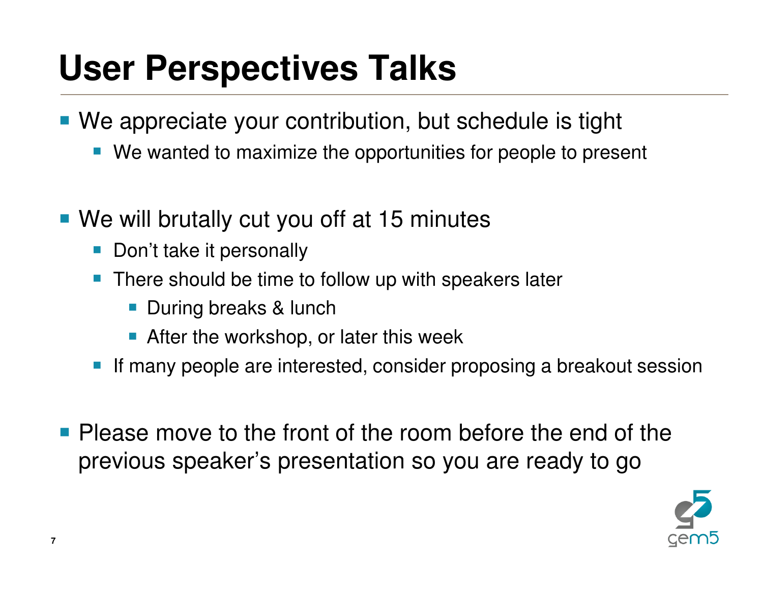# User Perspectives Talks

- We appreciate your contribution, but schedule is tight
  - We wanted to maximize the opportunities for people to present
- We will brutally cut you off at 15 minutes
  - Don't take it personally
  - There should be time to follow up with speakers later
    - During breaks & lunch
    - After the workshop, or later this week
  - If many people are interested, consider proposing a breakout session
- Please move to the front of the room before the end of the previous speaker's presentation so you are ready to go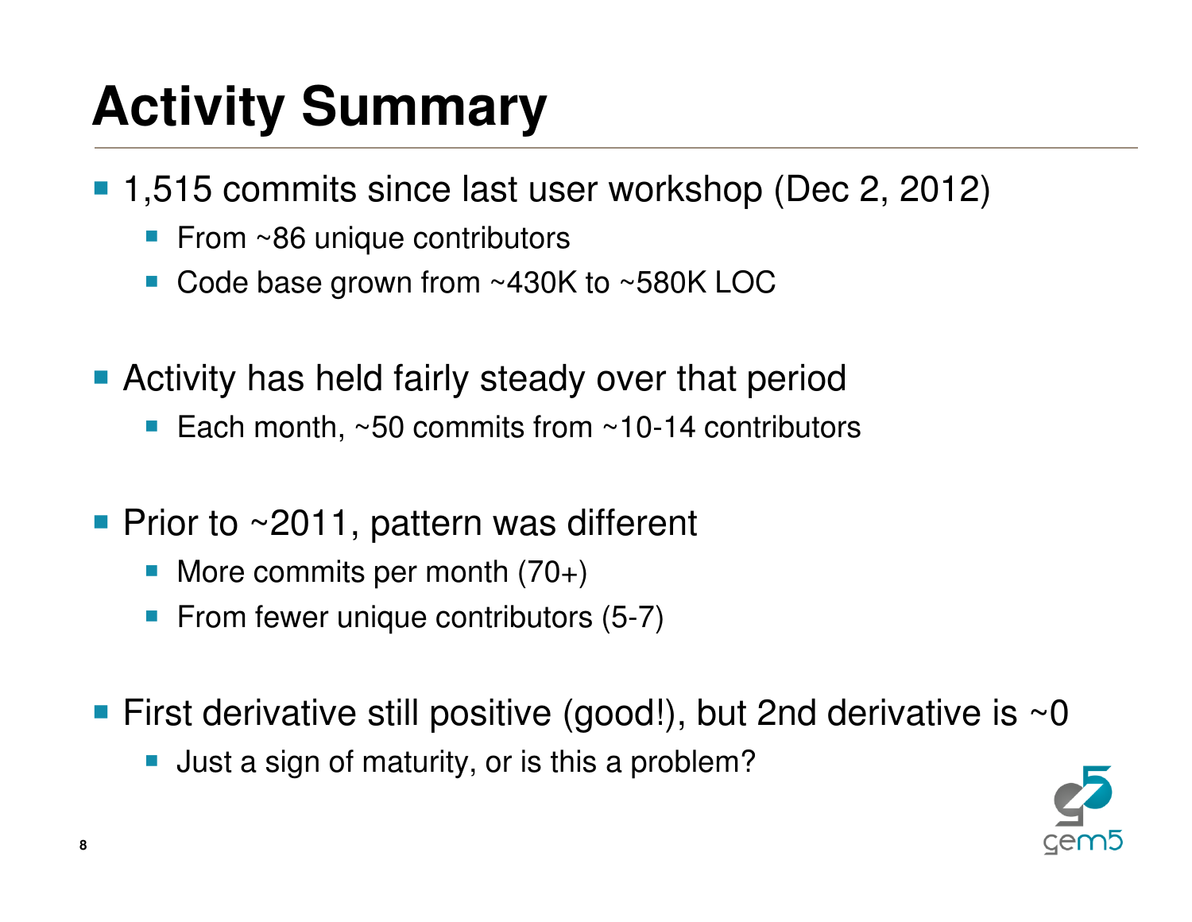# Activity Summary

- 1,515 commits since last user workshop (Dec 2, 2012)
  - From ~86 unique contributors
  - Code base grown from ~430K to ~580K LOC
- Activity has held fairly steady over that period
  - Each month, ~50 commits from ~10-14 contributors
- Prior to ~2011, pattern was different
  - More commits per month (70+)
  - From fewer unique contributors (5-7)
- First derivative still positive (good!), but 2nd derivative is ~0
  - Just a sign of maturity, or is this a problem?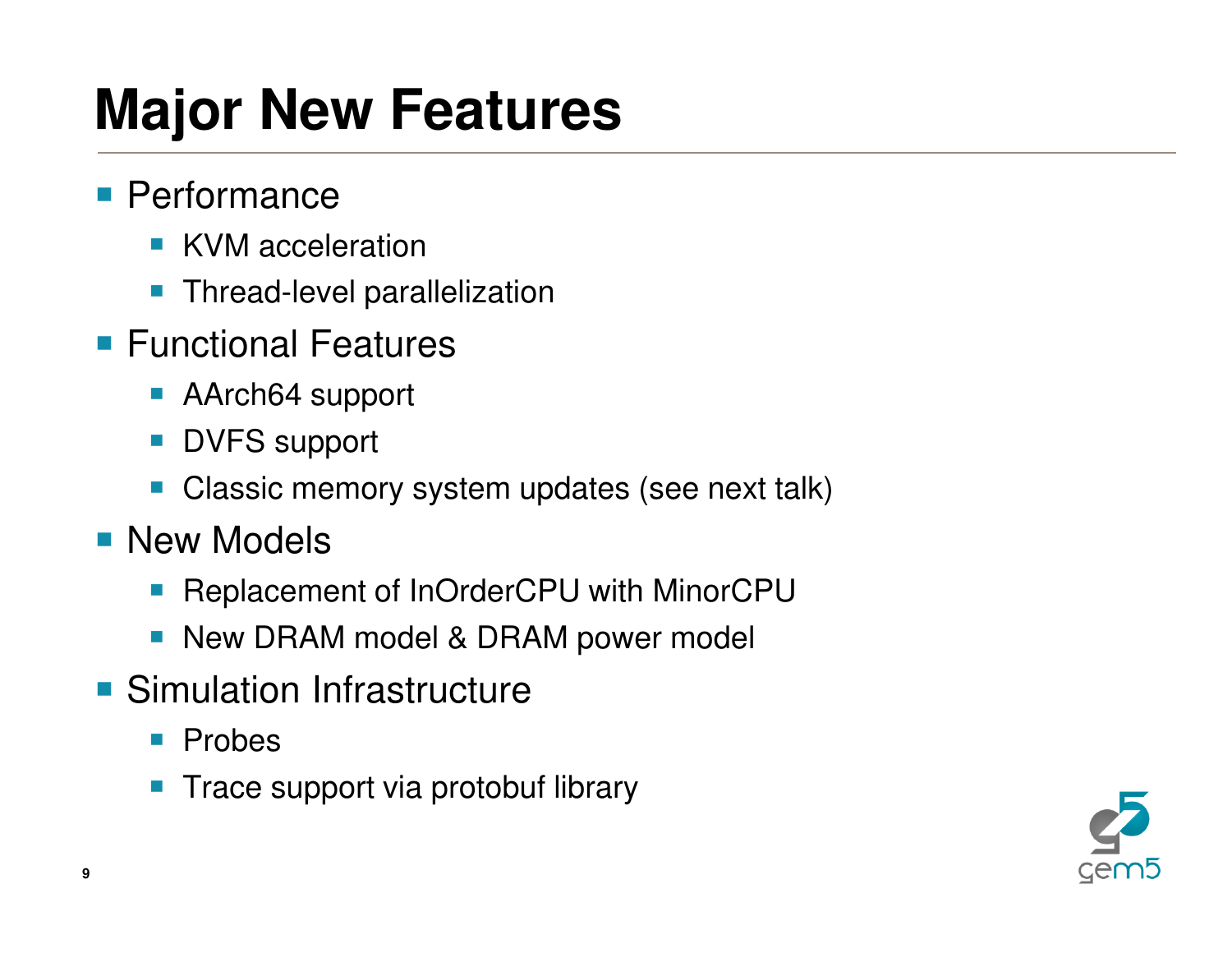# Major New Features

- Performance
  - KVM acceleration
  - Thread-level parallelization
- Functional Features
  - AArch64 support
  - DVFS support
  - Classic memory system updates (see next talk)
- New Models
  - Replacement of InOrderCPU with MinorCPU
  - New DRAM model & DRAM power model
- Simulation Infrastructure
  - Probes
  - Trace support via protobuf library